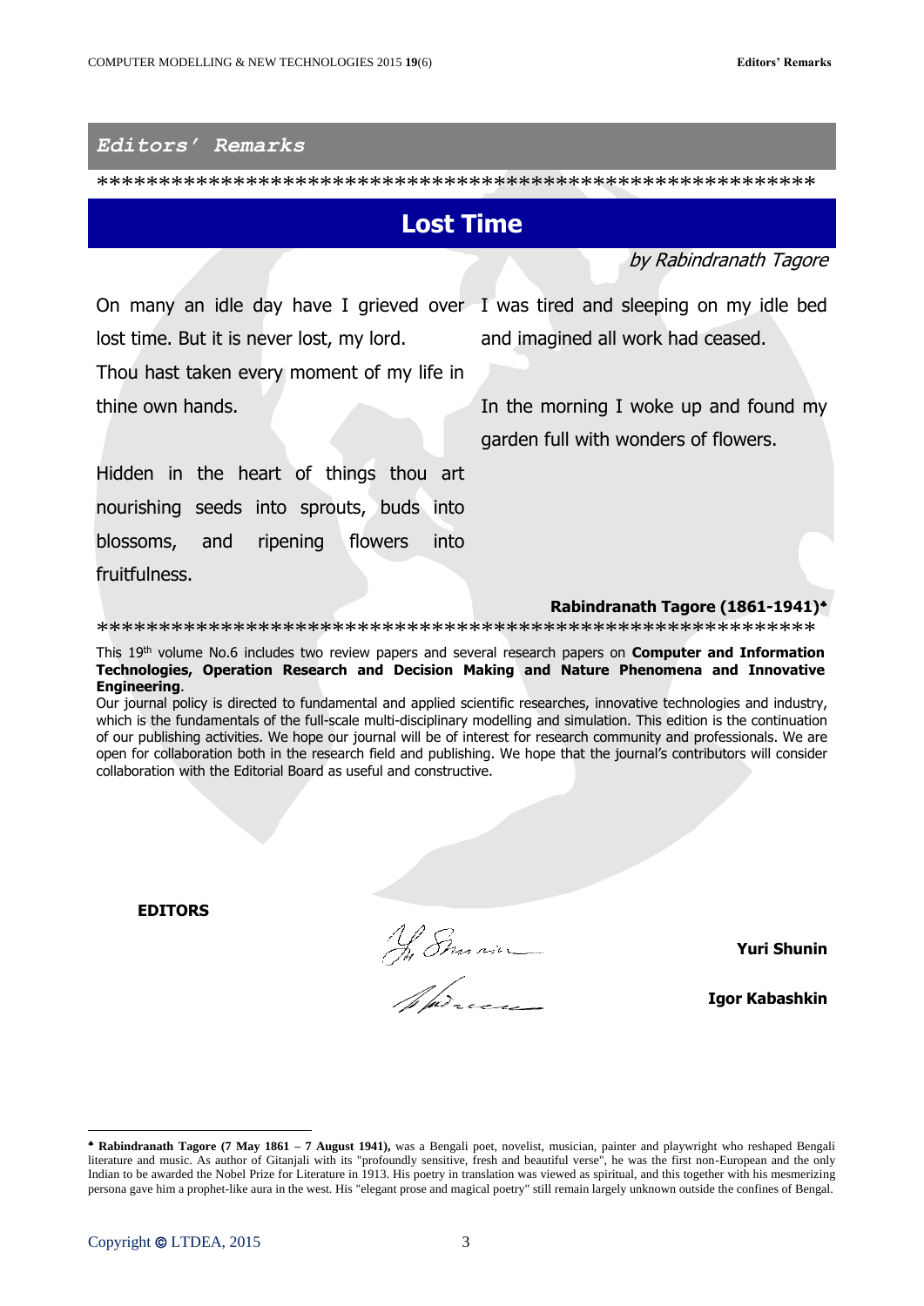## *Editors' Remarks*

*********************************************************

# Lost Time

*by Rabindranath Tagore*

On many an idle day have I grieved over lost time. But it is never lost, my lord.
Thou hast taken every moment of my life in thine own hands.

Hidden in the heart of things thou art nourishing seeds into sprouts, buds into blossoms, and ripening flowers into fruitfulness.

I was tired and sleeping on my idle bed and imagined all work had ceased.

In the morning I woke up and found my garden full with wonders of flowers.

**Rabindranath Tagore (1861-1941)**[♣]

*********************************************************

This 19th volume No.6 includes two review papers and several research papers on **Computer and Information Technologies, Operation Research and Decision Making and Nature Phenomena and Innovative Engineering**.

Our journal policy is directed to fundamental and applied scientific researches, innovative technologies and industry, which is the fundamentals of the full-scale multi-disciplinary modelling and simulation. This edition is the continuation of our publishing activities. We hope our journal will be of interest for research community and professionals. We are open for collaboration both in the research field and publishing. We hope that the journal's contributors will consider collaboration with the Editorial Board as useful and constructive.

**EDITORS**

**Yuri Shunin**

**Igor Kabashkin**

---

[♣] **Rabindranath Tagore (7 May 1861 – 7 August 1941),** was a Bengali poet, novelist, musician, painter and playwright who reshaped Bengali literature and music. As author of Gitanjali with its "profoundly sensitive, fresh and beautiful verse", he was the first non-European and the only Indian to be awarded the Nobel Prize for Literature in 1913. His poetry in translation was viewed as spiritual, and this together with his mesmerizing persona gave him a prophet-like aura in the west. His "elegant prose and magical poetry" still remain largely unknown outside the confines of Bengal.